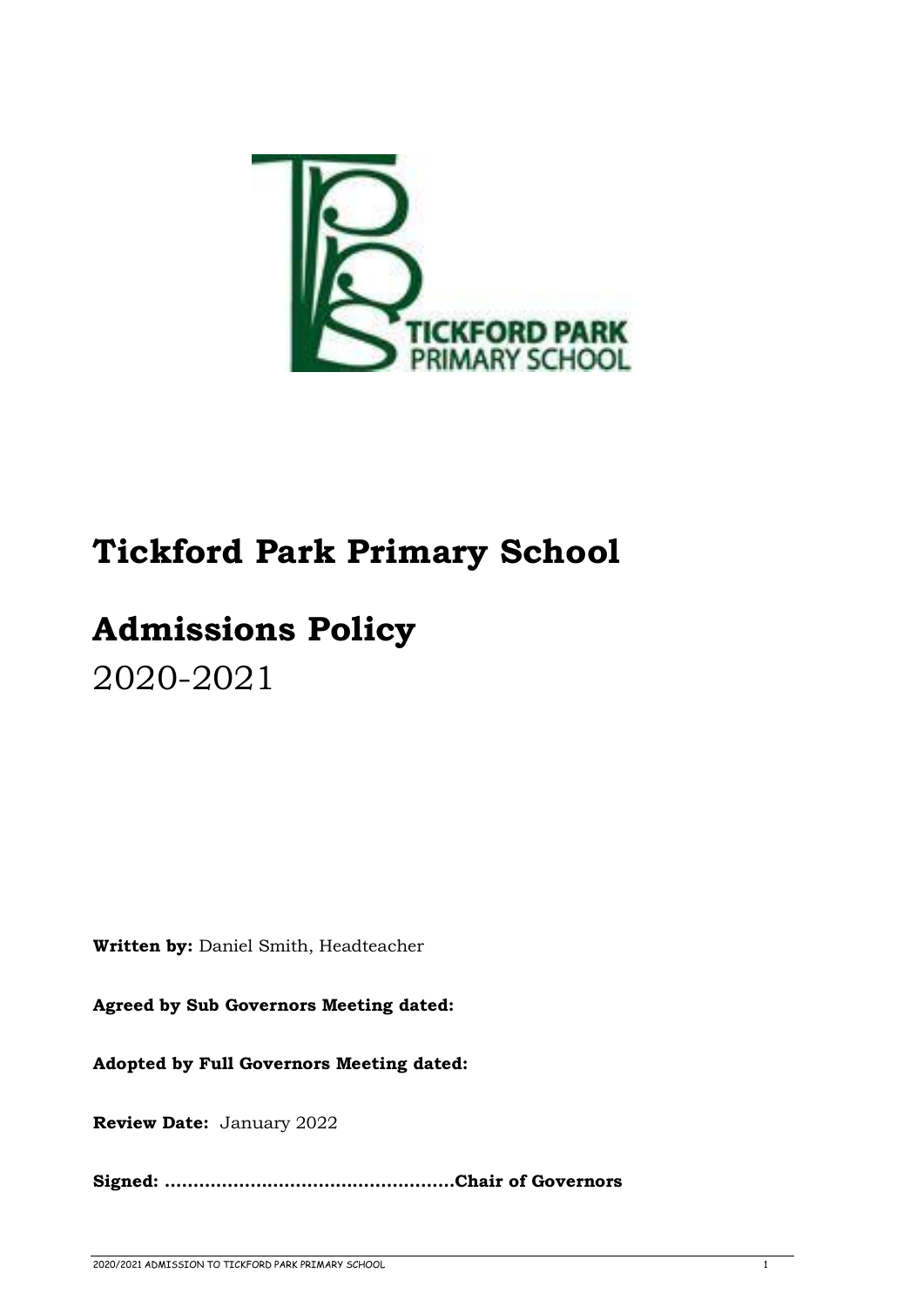# Tickford Park Primary School

# Admissions Policy

2020-2021

**Written by:** Daniel Smith, Headteacher

**Agreed by Sub Governors Meeting dated:**

**Adopted by Full Governors Meeting dated:**

**Review Date:** January 2022

**Signed: ..................................................Chair of Governors**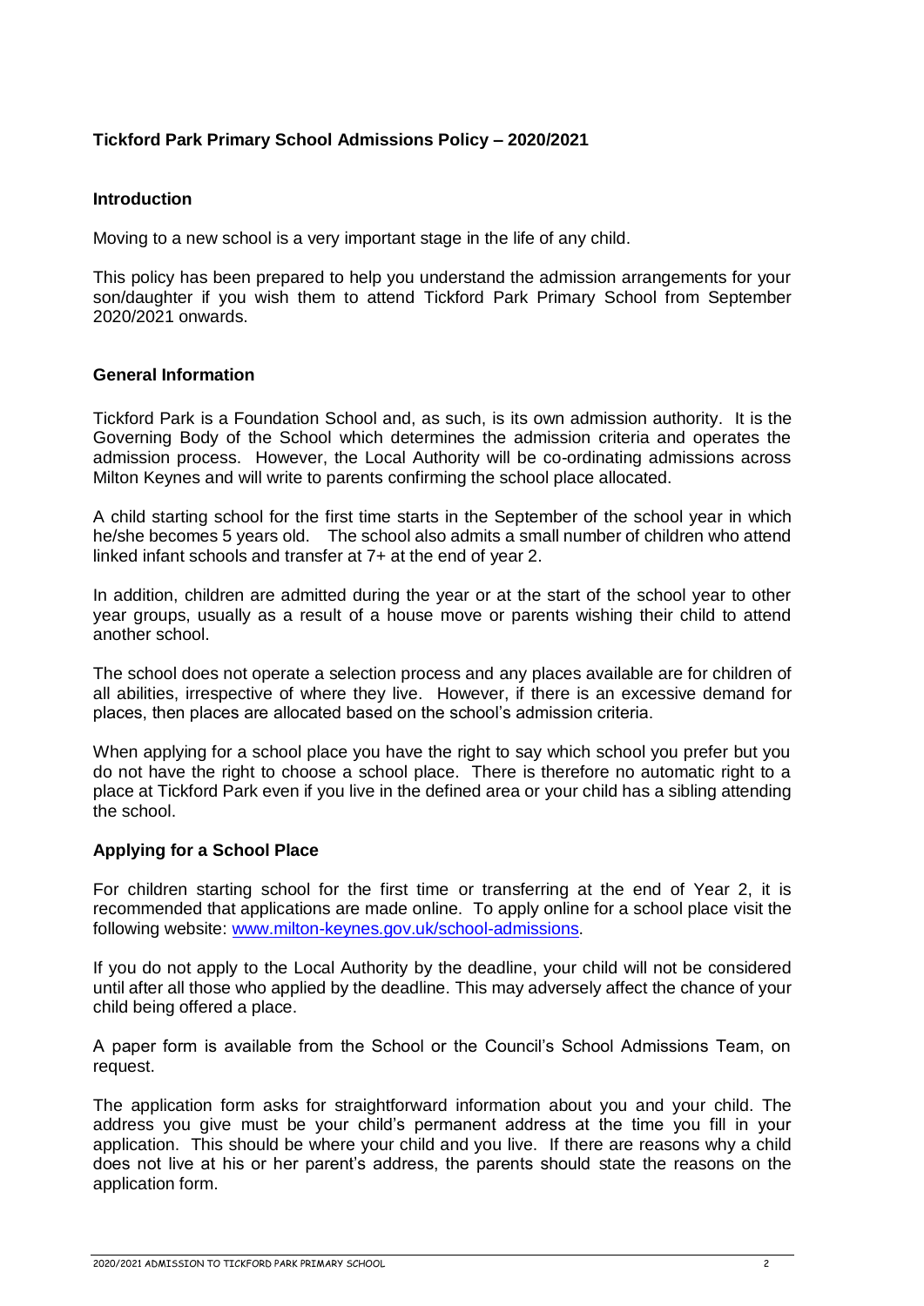# Tickford Park Primary School Admissions Policy – 2020/2021

## Introduction

Moving to a new school is a very important stage in the life of any child.

This policy has been prepared to help you understand the admission arrangements for your son/daughter if you wish them to attend Tickford Park Primary School from September 2020/2021 onwards.

## General Information

Tickford Park is a Foundation School and, as such, is its own admission authority. It is the Governing Body of the School which determines the admission criteria and operates the admission process. However, the Local Authority will be co-ordinating admissions across Milton Keynes and will write to parents confirming the school place allocated.

A child starting school for the first time starts in the September of the school year in which he/she becomes 5 years old. The school also admits a small number of children who attend linked infant schools and transfer at 7+ at the end of year 2.

In addition, children are admitted during the year or at the start of the school year to other year groups, usually as a result of a house move or parents wishing their child to attend another school.

The school does not operate a selection process and any places available are for children of all abilities, irrespective of where they live. However, if there is an excessive demand for places, then places are allocated based on the school's admission criteria.

When applying for a school place you have the right to say which school you prefer but you do not have the right to choose a school place. There is therefore no automatic right to a place at Tickford Park even if you live in the defined area or your child has a sibling attending the school.

## Applying for a School Place

For children starting school for the first time or transferring at the end of Year 2, it is recommended that applications are made online. To apply online for a school place visit the following website: [www.milton-keynes.gov.uk/school-admissions](http://www.milton-keynes.gov.uk/school-admissions).

If you do not apply to the Local Authority by the deadline, your child will not be considered until after all those who applied by the deadline. This may adversely affect the chance of your child being offered a place.

A paper form is available from the School or the Council's School Admissions Team, on request.

The application form asks for straightforward information about you and your child. The address you give must be your child's permanent address at the time you fill in your application. This should be where your child and you live. If there are reasons why a child does not live at his or her parent's address, the parents should state the reasons on the application form.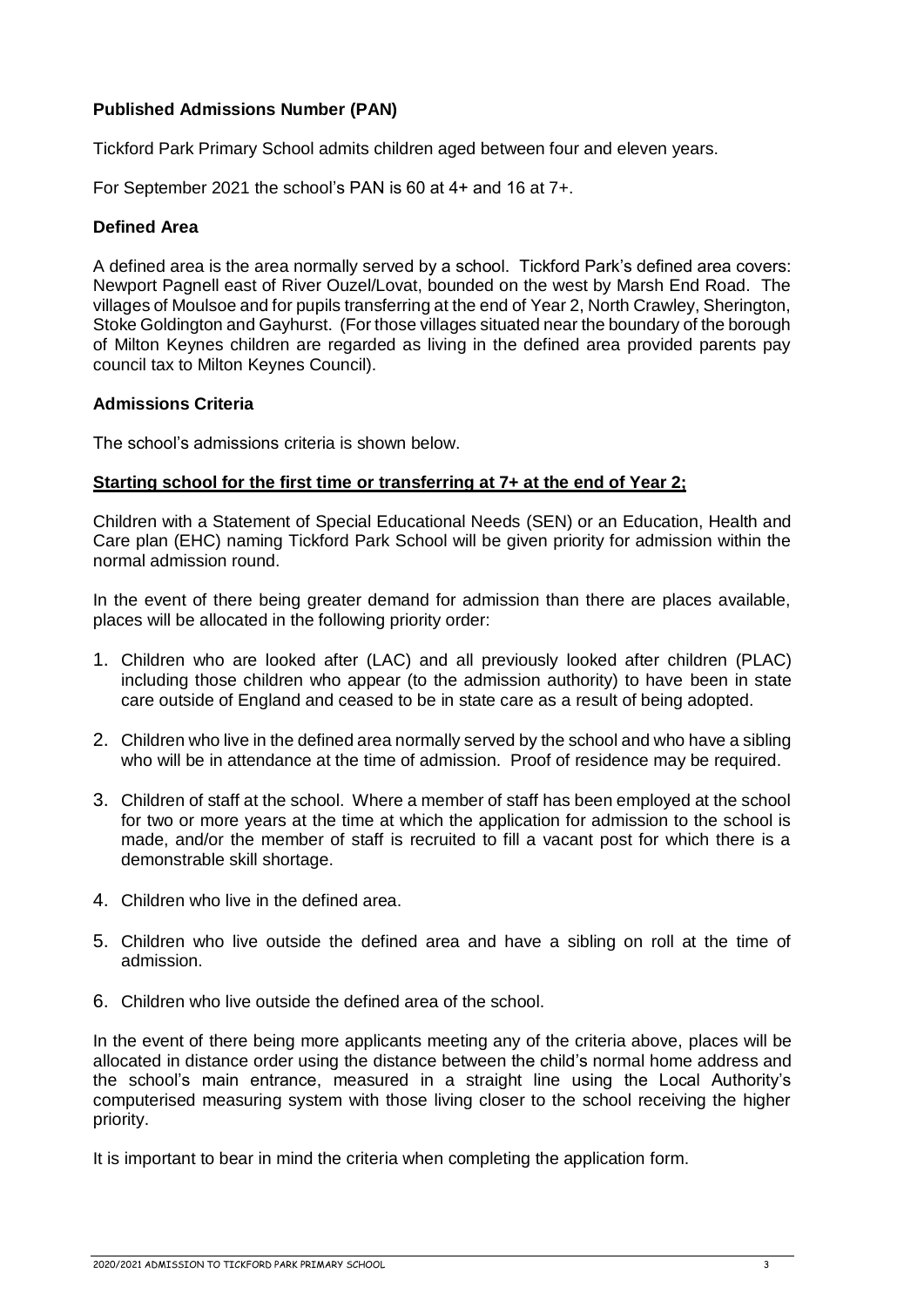**Published Admissions Number (PAN)**

Tickford Park Primary School admits children aged between four and eleven years.

For September 2021 the school's PAN is 60 at 4+ and 16 at 7+.

**Defined Area**

A defined area is the area normally served by a school. Tickford Park's defined area covers: Newport Pagnell east of River Ouzel/Lovat, bounded on the west by Marsh End Road. The villages of Moulsoe and for pupils transferring at the end of Year 2, North Crawley, Sherington, Stoke Goldington and Gayhurst. (For those villages situated near the boundary of the borough of Milton Keynes children are regarded as living in the defined area provided parents pay council tax to Milton Keynes Council).

**Admissions Criteria**

The school's admissions criteria is shown below.

**Starting school for the first time or transferring at 7+ at the end of Year 2;**

Children with a Statement of Special Educational Needs (SEN) or an Education, Health and Care plan (EHC) naming Tickford Park School will be given priority for admission within the normal admission round.

In the event of there being greater demand for admission than there are places available, places will be allocated in the following priority order:

1. Children who are looked after (LAC) and all previously looked after children (PLAC) including those children who appear (to the admission authority) to have been in state care outside of England and ceased to be in state care as a result of being adopted.
2. Children who live in the defined area normally served by the school and who have a sibling who will be in attendance at the time of admission. Proof of residence may be required.
3. Children of staff at the school. Where a member of staff has been employed at the school for two or more years at the time at which the application for admission to the school is made, and/or the member of staff is recruited to fill a vacant post for which there is a demonstrable skill shortage.
4. Children who live in the defined area.
5. Children who live outside the defined area and have a sibling on roll at the time of admission.
6. Children who live outside the defined area of the school.

In the event of there being more applicants meeting any of the criteria above, places will be allocated in distance order using the distance between the child's normal home address and the school's main entrance, measured in a straight line using the Local Authority's computerised measuring system with those living closer to the school receiving the higher priority.

It is important to bear in mind the criteria when completing the application form.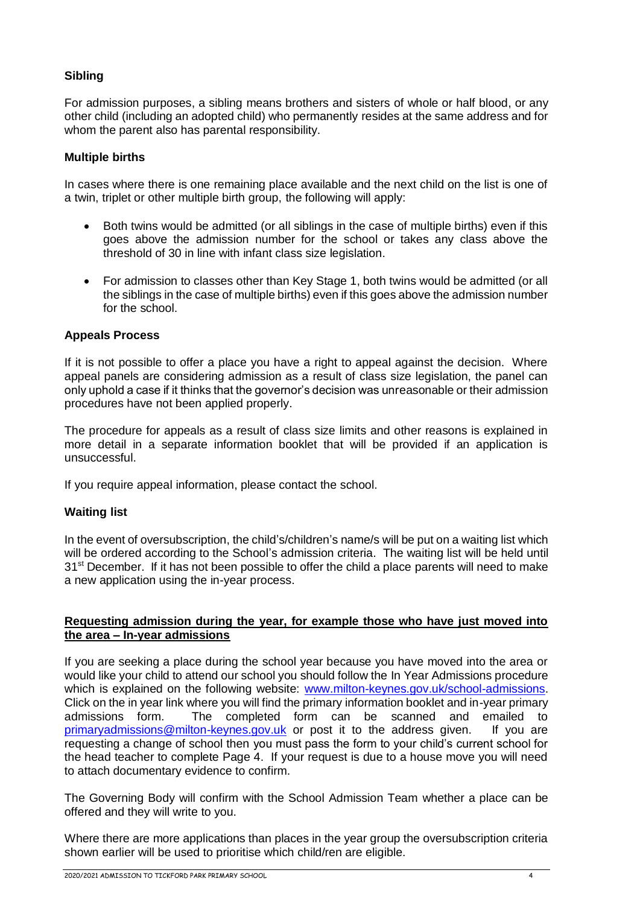### Sibling

For admission purposes, a sibling means brothers and sisters of whole or half blood, or any other child (including an adopted child) who permanently resides at the same address and for whom the parent also has parental responsibility.

### Multiple births

In cases where there is one remaining place available and the next child on the list is one of a twin, triplet or other multiple birth group, the following will apply:

- Both twins would be admitted (or all siblings in the case of multiple births) even if this goes above the admission number for the school or takes any class above the threshold of 30 in line with infant class size legislation.
- For admission to classes other than Key Stage 1, both twins would be admitted (or all the siblings in the case of multiple births) even if this goes above the admission number for the school.

### Appeals Process

If it is not possible to offer a place you have a right to appeal against the decision. Where appeal panels are considering admission as a result of class size legislation, the panel can only uphold a case if it thinks that the governor's decision was unreasonable or their admission procedures have not been applied properly.

The procedure for appeals as a result of class size limits and other reasons is explained in more detail in a separate information booklet that will be provided if an application is unsuccessful.

If you require appeal information, please contact the school.

### Waiting list

In the event of oversubscription, the child's/children's name/s will be put on a waiting list which will be ordered according to the School's admission criteria. The waiting list will be held until 31st December. If it has not been possible to offer the child a place parents will need to make a new application using the in-year process.

### Requesting admission during the year, for example those who have just moved into the area – In-year admissions

If you are seeking a place during the school year because you have moved into the area or would like your child to attend our school you should follow the In Year Admissions procedure which is explained on the following website: www.milton-keynes.gov.uk/school-admissions. Click on the in year link where you will find the primary information booklet and in-year primary admissions form. The completed form can be scanned and emailed to primaryadmissions@milton-keynes.gov.uk or post it to the address given. If you are requesting a change of school then you must pass the form to your child's current school for the head teacher to complete Page 4. If your request is due to a house move you will need to attach documentary evidence to confirm.

The Governing Body will confirm with the School Admission Team whether a place can be offered and they will write to you.

Where there are more applications than places in the year group the oversubscription criteria shown earlier will be used to prioritise which child/ren are eligible.